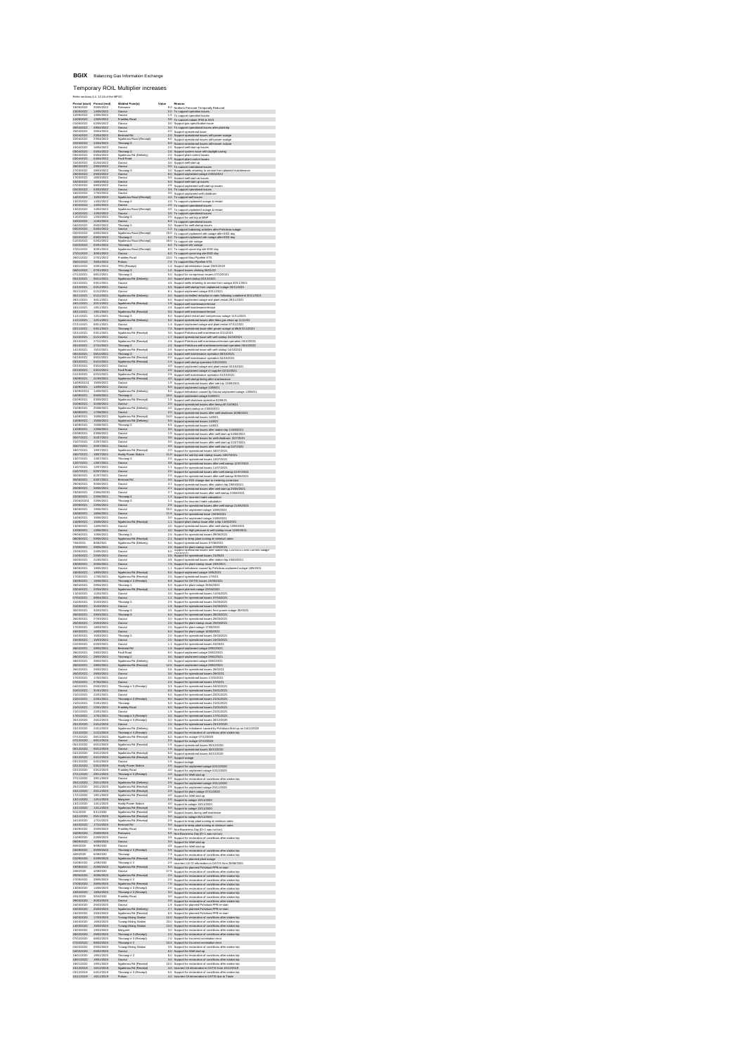**BGIX** Balancing Gas Information Exchange

# Temporary ROIL Multiplier increases

Refer sections 4.4, 12.18 of the MPOC.

| Period (start) | Period (end) | Welded Point(s) | Value | Reason |
|---|---|---|---|---|
| 19/05/2022 | 20/05/2022 | Pohokura | 8.0 | Nutbens Pressure Temporarily Reduced |
| 13/05/2022 | 13/05/2022 | Oaonui | 2.0 | To support operation issues |
| 12/05/2022 | 13/05/2022 | Oaonui | 1.5 | To support operation issues |
| 12/05/2022 | 12/05/2022 | Frankley Road | 3.5 | To support outage IPM at KGS |
| 11/05/2022 | 12/05/2022 | Oaonui | 3.0 | To support gas specification issue |
| 09/05/2022 | 10/05/2022 | Oaonui | 3.0 | To support operational issues after plant trip |
| 26/04/2022 | 26/04/2022 | Oaonui | 2.0 | Support operational issue |
| 22/04/2022 | 23/04/2022 | Bertrand Rd | 2.0 | Support operational issues with power outage |
| 22/04/2022 | 23/04/2022 | Ngatimaru Road (Receipt) | 8.0 | Support operational issues with power outage |
| 22/04/2022 | 23/04/2022 | Tikorangi 3 | 8.0 | Support operational issues with power outage |
| 15/04/2022 | 15/04/2022 | Oaonui | 2.0 | Support well start-up issues |
| 09/04/2022 | 10/04/2022 | Tikorangi 3 | 2.5 | Support system issue with daylight saving |
| 03/04/2022 | 04/04/2022 | Ngatimaru Rd (Delivery) | 2.0 | Support plant control issues |
| 03/04/2022 | 04/04/2022 | Fault Road | 1.5 | Support plant control issues |
| 31/03/2022 | 01/04/2022 | Oaonui | 2.0 | Support well start-up |
| 28/03/2022 | 29/03/2022 | Oaonui | 3.0 | To support operational issues |
| 27/03/2022 | 28/03/2022 | Tikorangi 3 | 3.0 | Support wells returning to service from planned maintenance |
| 23/03/2022 | 25/03/2022 | Oaonui | 8.0 | Support unplanned outage 23/03/2022 |
| 17/03/2022 | 18/03/2022 | Oaonui | 3.0 | Support well start-up issues |
| 15/03/2022 | 16/03/2022 | Oaonui | 3.0 | Support well start-up issues |
| 07/03/2022 | 08/03/2022 | Oaonui | 2.5 | Support unplanned well start-up issues |
| 02/03/2022 | 03/03/2022 | Oaonui | 3.5 | To support operational issues |
| 16/02/2022 | 17/02/2022 | Oaonui | 3.0 | Support unplanned well shutdown |
| 14/02/2022 | 15/02/2022 | Ngatimaru Road (Receipt) | 4.0 | To support well issues |
| 13/02/2022 | 14/02/2022 | Tikorangi 2 | 2.0 | To support unplanned outage & restart |
| 13/02/2022 | 14/02/2022 | Oaonui | 2.0 | To support operational issues |
| 13/02/2022 | 14/02/2022 | Ngatimaru Road (Receipt) | 4.0 | To support unplanned outage & restart |
| 11/02/2022 | 12/02/2022 | Oaonui | 3.5 | To support operational issues |
| 11/02/2022 | 12/02/2022 | Tikorangi 3 | 2.0 | Support for trip at MHP |
| 10/02/2022 | 11/02/2022 | Oaonui | 8.0 | To support operational issues |
| 04/02/2022 | 05/02/2022 | Tikorangi 3 | 3.0 | Support for well startup issues |
| 03/02/2022 | 04/02/2022 | Oaonui | 1.2 | To support balancing activities after Pohokura outage |
| 02/02/2022 | 04/02/2022 | Ngatimaru Road (Receipt) | 16.0 | To support unplanned site outage after ESD day |
| 02/02/2022 | 03/02/2022 | Tikorangi 3 | 8.0 | To support unplanned site outage after ESD day |
| 01/02/2022 | 02/02/2022 | Ngatimaru Road (Receipt) | 18.0 | To support site outage |
| 01/02/2022 | 02/02/2022 | Tikorangi 3 | 6.0 | To support site outage |
| 27/01/2022 | 30/01/2022 | Ngatimaru Road (Receipt) | 6.0 | To support upcoming site ESD day |
| 27/01/2022 | 30/01/2022 | Oaonui | 6.0 | To support upcoming site ESD day |
| 26/01/2022 | 27/01/2022 | Frankley Road | 13.0 | To support Maui Pipeline ATS |
| 26/01/2022 | 26/01/2022 | Pohokura | 7.5 | To support Maui Pipeline ATS |
| 19/01/2022 | 20/01/2022 | TFS (Receipt) | 1.0 | Support administration issue 19/01/2022 |
| 06/01/2022 | 07/01/2022 | Tikorangi 3 | 1.0 | Support issues relating 06/01/22 |
| 07/12/2021 | 08/12/2021 | Tikorangi 3 | 5.0 | Support for compressor issues 07/12/2021 |
| 05/12/2021 | 06/12/2021 | Ngatimaru Rd (Delivery) | 3.0 | Support plant startup 05/12/2021 |
| 02/12/2021 | 03/12/2021 | Oaonui | 4.0 | Support wells returning to service from outage 30/11/2021 |
| 02/12/2021 | 02/12/2021 | Oaonui | 5.5 | Support well startup from unplanned outage 30/11/2021 |
| 30/11/2021 | 01/12/2021 | Oaonui | 6.1 | Support unplanned outage 30/11/2021 |
| 30/11/2021 | 01/12/2021 | Ngatimaru Rd (Delivery) | 2.0 | Support controlled reduction in rates following outage at 30/11/2021 |
| 29/11/2021 | 30/11/2021 | Oaonui | 4.0 | Support unplanned outage and plant restart 29/11/2021 |
| 19/11/2021 | 20/11/2021 | Ngatimaru Rd (Receipt) | 1.5 | Support well maintenance/restart |
| 18/11/2021 | 19/11/2021 | Oaonui | 2.5 | Support well maintenance/restart |
| 18/11/2021 | 19/11/2021 | Ngatimaru Rd (Receipt) | 3.5 | Support well maintenance/restart |
| 11/11/2021 | 12/11/2021 | Tikorangi 3 | 5.0 | Support plant restart and compressor outage 11/11/2021 |
| 11/11/2021 | 12/11/2021 | Ngatimaru Rd (Delivery) | 5.0 | Support operational issues after Maui gas clean up 11/11/21 |
| 07/11/2021 | 08/11/2021 | Oaonui | 1.3 | Support unplanned outage and plant restart 07/11/2021 |
| 03/11/2021 | 03/11/2021 | Tikorangi 3 | 7.0 | Support operational issue after power outage at MLM 2/11/2021 |
| 02/11/2021 | 03/11/2021 | Ngatimaru Rd (Receipt) | 3.0 | Support Pohokura well maintenance 2/11/2021 |
| 31/10/2021 | 01/11/2021 | Oaonui | 1.7 | Support operational issue with well startup 31/10/2021 |
| 26/10/2021 | 27/10/2021 | Ngatimaru Rd (Receipt) | 2.5 | Support Pohokura well maintenance/restart operation 26/10/2021 |
| 26/10/2021 | 27/10/2021 | Tikorangi 2 | 2.0 | Support Pohokura well maintenance/restart operation 26/10/2021 |
| 14/10/2021 | 15/10/2021 | Ngatimaru Rd (Receipt) | 2.5 | Support operational issue with well startup 14/10/2021 |
| 08/10/2021 | 09/10/2021 | Tikorangi 3 | 2.5 | Support well maintenance operation 08/10/2021 |
| 04/10/2021 | 05/10/2021 | Ngatimaru Rd (Receipt) | 2.0 | Support well maintenance operation 04/10/2021 |
| 03/10/2021 | 04/10/2021 | Ngatimaru Rd (Receipt) | 1.5 | Support well startup operation 03/10/2021 |
| 02/10/2021 | 03/10/2021 | Oaonui | 4.0 | Support unplanned outage and plant restart 02/10/2021 |
| 02/10/2021 | 03/10/2021 | Fault Road | 2.0 | Support unplanned outage of supplier 02/10/2021 |
| 01/10/2021 | 02/10/2021 | Ngatimaru Rd (Receipt) | 2.5 | Support unplanned outage operation 01/10/2021 |
| 19/09/2021 | 21/09/2021 | Ngatimaru Rd (Receipt) | 4.0 | Support well startup timing after maintenance |
| 14/09/2021 | 15/09/2021 | Oaonui | 1.5 | Support operational issues after site trip 13/09/2021 |
| 13/09/2021 | 14/09/2021 | Oaonui | 5.0 | Support unplanned outage 13/09/21 |
| 13/09/2021 | 14/09/2021 | Ngatimaru Rd (Delivery) | 5.0 | Support imbalance caused by Oaonui unplanned outage 13/09/21 |
| 04/09/2021 | 05/09/2021 | Tikorangi 3 | 10.0 | Support unplanned outage 04/09/21 |
| 02/09/2021 | 03/09/2021 | Ngatimaru Rd (Receipt) | 1.5 | Support well shutdown operation 02/09/21 |
| 31/08/2021 | 31/08/2021 | Oaonui | 2.0 | Support operational issues after heavy lift 31/08/21 |
| 23/08/2021 | 25/08/2021 | Ngatimaru Rd (Delivery) | 4.0 | Support plant startup on 23/08/2021 |
| 16/08/2021 | 17/08/2021 | Oaonui | 2.0 | Support operational issues after well shutdown 16/08/2021 |
| 14/08/2021 | 15/08/2021 | Ngatimaru Rd (Receipt) | 14.0 | Support operational issues 14/8/21 |
| 14/08/2021 | 15/08/2021 | Ngatimaru Rd (Delivery) | 9.5 | Support operational issues 14/8/21 |
| 14/08/2021 | 15/08/2021 | Tikorangi 2 | 5.5 | Support operational issues 14/8/21 |
| 11/08/2021 | 12/08/2021 | Oaonui | 3.0 | Support operational issues after station trip 11/08/2021 |
| 02/08/2021 | 03/08/2021 | Oaonui | 1.5 | Support operational issues after well start-up 02/08/2021 |
| 30/07/2021 | 31/07/2021 | Oaonui | 3.0 | Support operational issues for well shutdown 30/07/2021 |
| 21/07/2021 | 22/07/2021 | Oaonui | 3.0 | Support operational issues after well start-up 21/07/2021 |
| 20/07/2021 | 20/07/2021 | Oaonui | 4.0 | Support operational issues after well start-up 20/07/2021 |
| 18/07/2021 | 19/07/2021 | Ngatimaru Rd (Receipt) | 2.0 | Support for operational issues 18/07/2021 |
| 18/07/2021 | 19/07/2021 | Huntly Power Station | 11.0 | Support for unit trip and startup issues 18/07/2021 |
| 13/07/2021 | 13/07/2021 | Tikorangi 3 | 2.0 | Support for operational issues 13/07/2021 |
| 12/07/2021 | 13/07/2021 | Oaonui | 3.5 | Support for operational issues after well start-up 12/07/2021 |
| 11/07/2021 | 12/07/2021 | Oaonui | 3.1 | Support for operational issues 11/07/2021 |
| 01/07/2021 | 02/07/2021 | Oaonui | 2.0 | Support for operational issues after well startup 01/07/2021 |
| 30/06/2021 | 01/07/2021 | Oaonui | 2.0 | Support for operational issues after well startup 30/06/2021 |
| 30/06/2021 | 30/06/2021 | Bertrand Rd | 3.0 | Support for RIS change due to metering correction |
| 29/06/2021 | 30/06/2021 | Oaonui | 4.1 | Support operational issues after station trip 29/06/2021 |
| 25/06/2021 | 26/06/2021 | Oaonui | 2.1 | Support operational issues after well start-up 25/06/2021 |
| 23/06/2021 | 23/06/2021 | Oaonui | 2.7 | Support operational issues after well start-up 23/06/2021 |
| 22/06/2021 | 23/06/2021 | Tikorangi 2 | 1.8 | Support for incorrect trade calculation |
| 22/06/2021 | 22/06/2021 | Tikorangi 3 | 1.1 | Support for incorrect trade calculation |
| 22/06/2021 | 22/06/2021 | Oaonui | 2.8 | Support for operational issues after well startup 21/06/2021 |
| 19/06/2021 | 19/06/2021 | Oaonui | 10.0 | Support for unplanned outage 19/06/2021 |
| 15/06/2021 | 16/06/2021 | Oaonui | 11.0 | Support for operational issue 15/06/2021 |
| 14/06/2021 | 15/06/2021 | Oaonui | 3.0 | Support for unplanned outage 14/06/2021 |
| 14/06/2021 | 15/06/2021 | Ngatimaru Rd (Receipt) | 1.1 | Support plant startup issue after a trip 14/06/2021 |
| 13/06/2021 | 14/06/2021 | Oaonui | 4.0 | Support operational issues after well startup 13/06/2021 |
| 12/06/2021 | 13/06/2021 | Oaonui | 3.0 | Support for high pressure & well startup issue 12/06/2021 |
| 09/06/2021 | 10/06/2021 | Tikorangi 3 | 2.5 | Support for operational issues 09/06/2021 |
| 08/06/2021 | 09/06/2021 | Ngatimaru Rd (Receipt) | 2.5 | Support to keep plant running at minimum rates |
| 7/06/2021 | 8/06/2021 | Ngatimaru Rd (Receipt) | 5.0 | Support operational issues 07/06/2021 |
| 27/05/2021 | 28/05/2021 | Oaonui | 2.0 | Support for plant startup issue 27/05/2021 |
| 22/05/2021 | 23/05/2021 | Oaonui | 5.0 | Support operational issues after station trip 22/05/2021 and Centres outage |
| 21/05/2021 | 22/05/2021 | Oaonui | 2.8 | Support for operational issues 21/05/21 |
| 20/05/2021 | 21/05/2021 | Oaonui | 3.8 | Support operational issues after station trip 20/05/2021 |
| 19/05/2021 | 20/05/2021 | Oaonui | 7.0 | Support for plant startup issue 19/05/2021 |
| 18/05/2021 | 19/05/2021 | Oaonui | 1.1 | Support imbalance caused by Pohokura unplanned outage 18/05/2021 |
| 18/04/2021 | 19/04/2021 | Ngatimaru Rd (Receipt) | 5.0 | Support unplanned outage 18/04/2021 |
| 17/04/2021 | 17/04/2021 | Ngatimaru Rd (Receipt) | 2.0 | Support operational issues 17/4/21 |
| 16/04/2021 | 16/04/2021 | Tikorangi 3 (Receipt) | 6.9 | Support for OATIS issues 16/04/2021 |
| 29/04/2021 | 29/04/2021 | Tikorangi 1 | 3.0 | Support for plant outage 29/04/2021 |
| 22/04/2021 | 23/04/2021 | Ngatimaru Rd (Receipt) | 1.2 | Support planned outage 22/04/2021 |
| 11/04/2021 | 11/04/2021 | Oaonui | 3.0 | Support for operational issues 11/04/2021 |
| 07/04/2021 | 08/04/2021 | Oaonui | 1.2 | Support for operational issues 07/04/2021 |
| 31/03/2021 | 31/03/2021 | Tikorangi 3 | 2.5 | Support for operational issues 31/03/2021 |
| 31/03/2021 | 31/03/2021 | Oaonui | 1.5 | Support for operational issues 31/03/2021 |
| 30/03/2021 | 30/03/2021 | Tikorangi 3 | 3.5 | Support for operational issues from power outage 30/03/21 |
| 28/03/2021 | 28/03/2021 | Tikorangi 3 | 2.5 | Support for operational issues 28/03/2021 |
| 26/03/2021 | 27/03/2021 | Oaonui | 3.0 | Support for operational issues 26/03/2021 |
| 25/03/2021 | 26/03/2021 | Oaonui | 2.0 | Support for plant startup issue 25/03/2021 |
| 17/03/2021 | 18/03/2021 | Oaonui | 2.0 | Support for plant outage 17/03/2021 |
| 16/03/2021 | 16/03/2021 | Oaonui | 5.0 | Support for plant outage 16/03/2021 |
| 15/03/2021 | 15/03/2021 | Tikorangi 3 | 2.0 | Support for operational issues 15/03/2021 |
| 15/03/2021 | 15/03/2021 | Oaonui | 2.0 | Support for operational issues 15/03/2021 |
| 01/03/2021 | 02/03/2021 | Oaonui | 1.1 | Support for operational issues 01/03/21 |
| 28/02/2021 | 28/02/2021 | Bertrand Rd | 1.5 | Support unplanned outage 28/02/2021 |
| 28/02/2021 | 28/02/2021 | Fault Road | 8.0 | Support unplanned outage 28/02/2021 |
| 28/02/2021 | 28/02/2021 | Tikorangi 2 | 3.0 | Support unplanned outage 28/02/2021 |
| 28/02/2021 | 28/02/2021 | Ngatimaru Rd (Delivery) | 2.0 | Support unplanned outage 28/02/2021 |
| 28/02/2021 | 28/02/2021 | Ngatimaru Rd (Receipt) | 12.0 | Support unplanned outage 28/02/2021 |
| 26/02/2021 | 26/02/2021 | Oaonui | 3.6 | Support for operational issues 26/02/21 |
| 25/02/2021 | 25/02/2021 | Oaonui | 3.0 | Support for operational issues 25/02/21 |
| 17/02/2021 | 17/02/2021 | Oaonui | 3.0 | Support for operational issues 17/02/2021 |
| 07/02/2021 | 07/02/2021 | Oaonui | 2.5 | Support for operational issues 07/02/21 |
| 04/02/2021 | 05/02/2021 | Tikorangi 3 (Receipt) | 3.5 | Support for operational issues 04/02/2021 |
| 31/01/2021 | 31/01/2021 | Oaonui | 3.5 | Support for operational issues 31/01/2021 |
| 21/01/2021 | 22/01/2021 | Oaonui | 3.0 | Support for operational issues 22/01/2021 |
| 21/01/2021 | 22/01/2021 | Tikorangi 3 (Receipt) | 9.0 | Support for operational issues 21/01/2021 |
| 21/01/2021 | 22/01/2021 | Tikorangi | 4.0 | Support for operational issues 21/01/2021 |
| 21/01/2021 | 22/01/2021 | Frankley Road | 9.0 | Support for operational issues 21/01/2021 |
| 21/01/2021 | 22/01/2021 | Oaonui | 1.5 | Support for operational issues 21/01/2021 |
| 17/01/2021 | 17/01/2021 | Tikorangi 3 (Receipt) | 3.0 | Support for operational issues 17/01/2021 |
| 26/12/2020 | 26/12/2020 | Tikorangi 3 (Receipt) | 3.0 | Support for operational issues 26/12/2020 |
| 23/12/2020 | 23/12/2020 | Oaonui | 2.0 | Support for operational issues 23/12/2020 |
| 03/12/2020 | 24/12/2020 | Ngatimaru Rd (Delivery) | 2.0 | Support for Imbalance caused by Pohokura Start-up at 03/12/2020 |
| 21/12/2020 | 21/12/2020 | Tikorangi 3 (Receipt) | 2.0 | Support for restoration of conditions after station trip |
| 07/12/2020 | 08/12/2020 | Ngatimaru Rd (Receipt) | 5.0 | Support for outage 07/12/2020 |
| 07/12/2020 | 08/12/2020 | Oaonui | 2.0 | Support for outage 07/12/2020 |
| 05/12/2020 | 06/12/2020 | Ngatimaru Rd (Receipt) | 1.5 | Support operational issues 05/12/2020 |
| 05/12/2020 | 05/12/2020 | Oaonui | 1.5 | Support for operational issues 05/12/2020 |
| 04/12/2020 | 05/12/2020 | Ngatimaru Rd (Receipt) | 9.0 | Support for operational issues 04/12/2020 |
| 03/12/2020 | 04/12/2020 | Ngatimaru Rd (Receipt) | 5.0 | Support outage |
| 03/12/2020 | 04/12/2020 | Oaonui | 1.5 | Support outage |
| 03/12/2020 | 03/12/2020 | Huntly Power Station | 2.0 | Support for unplanned outage 03/12/2020 |
| 02/12/2020 | 03/12/2020 | Frankley Road | 4.0 | Support for unplanned outage 02/12/2020 |
| 27/11/2020 | 28/11/2020 | Tikorangi 3 (Receipt) | 4.0 | Support for Well start up |
| 27/11/2020 | 28/11/2020 | Oaonui | 6.0 | Support for restoration of conditions after station trip |
| 26/11/2020 | 26/11/2020 | Ngatimaru Rd (Delivery) | 2.5 | Support for unplanned outage 25/11/2020 |
| 25/11/2020 | 26/11/2020 | Ngatimaru Rd (Receipt) | 2.5 | Support for unplanned outage 25/11/2020 |
| 24/11/2020 | 25/11/2020 | Ngatimaru Rd (Receipt) | 2.5 | Support for plant outage 17/11/2020 |
| 17/11/2020 | 18/11/2020 | Ngatimaru Rd (Receipt) | 4.0 | Support for Well start up |
| 13/11/2020 | 14/11/2020 | Mangorei | 2.0 | Support to outage 13/11/2020 |
| 13/11/2020 | 14/11/2020 | Huntly Power Station | 4.0 | Support to outage 13/11/2020 |
| 13/11/2020 | 14/11/2020 | Ngatimaru Rd (Receipt) | 5.0 | Support to outage 13/11/2020 |
| 5/11/2020 | 6/11/2020 | Ngatimaru Rd (Receipt) | 3.0 | Support issues during well shutdown |
| 04/11/2020 | 05/11/2020 | Ngatimaru Rd (Receipt) | 3.0 | Support to outage 05/11/2020 |
| 16/10/2020 | 17/10/2020 | Ngatimaru Rd (Receipt) | 2.5 | Support to keep plant running at minimum rates |
| 16/10/2020 | 17/10/2020 | Bertrand Rd | 3.0 | Support to keep plant running at minimum rates |
| 24/09/2020 | 25/09/2020 | Frankley Road | 3.0 | Non-Business Day (D+1 was not set) |
| 24/09/2020 | 25/09/2020 | Pohokura | 6.5 | Non-Business Day (D+1 was not set) |
| 21/09/2020 | 22/09/2020 | Oaonui | 3.8 | Support for restoration of conditions after station trip |
| 09/09/2020 | 10/09/2020 | Oaonui | 2.0 | Support for Well start up |
| 8/09/2020 | 9/09/2020 | Oaonui | 4.5 | Support for Well start up |
| 04/09/2020 | 05/09/2020 | Tikorangi 3 (Receipt) | 3.5 | Support for restoration of conditions after station trip |
| 4/09/2020 | 5/09/2020 | Tikorangi | 7.3 | Support for restoration of conditions after station trip |
| 01/09/2020 | 02/09/2020 | Ngatimaru Rd (Receipt) | 2.5 | Support for planned plant outage |
| 31/08/2020 | 1/09/2020 | Tikorangi 2 | 2.5 | Incorrect UV OI information in OATIS from 26/08/2020 |
| 19/08/2020 | 20/08/2020 | Ngatimaru Rd (Receipt) | 5.0 | Support for planned Pohokura PPR re-start |
| 2/08/2020 | 3/08/2020 | Oaonui | 17.5 | Support for restoration of conditions after station trip |
| 28/07/2020 | 29/07/2020 | Ngatimaru Rd (Receipt) | 2.0 | Support for restoration of conditions after station trip |
| 27/07/2020 | 28/07/2020 | Tikorangi 2 | 2.0 | Support for restoration of conditions after station trip |
| 27/07/2020 | 28/07/2020 | Ngatimaru Rd (Receipt) | 7.0 | Support for restoration of conditions after station trip |
| 13/06/2020 | 14/06/2020 | Tikorangi 3 (Receipt) | 2.0 | Support for restoration of conditions after station trip |
| 15/04/2020 | 16/04/2020 | Tikorangi 3 (Receipt) | 3.0 | Support for restoration of conditions after station trip |
| 2/04/2020 | 3/04/2020 | Frankley Road | 3.0 | Support for restoration of conditions after station trip |
| 29/03/2020 | 30/03/2020 | Oaonui | 2.5 | Support for restoration of conditions after station trip |
| 24/03/2020 | 25/03/2020 | Oaonui | 1.9 | Support for planned Pohokura PPR re-start |
| 24/03/2020 | 25/03/2020 | Ngatimaru Rd (Delivery) | 2.7 | Support for planned Pohokura PPR re-start |
| 24/03/2020 | 25/03/2020 | Ngatimaru Rd (Receipt) | 6.5 | Support for planned Pohokura PPR re-start |
| 16/03/2020 | 17/03/2020 | Turangi Mixing Station | 12.0 | Support for restoration of conditions after station trip |
| 15/03/2020 | 16/03/2020 | Turangi Mixing Station | 25.0 | Support for restoration of conditions after station trip |
| 14/03/2020 | 15/03/2020 | Turangi Mixing Station | 13.0 | Support for restoration of conditions after station trip |
| 13/03/2020 | 13/03/2020 | Mangorei | 3.0 | Support for restoration of conditions after station trip |
| 09/03/2020 | 10/03/2020 | Tikorangi 3 (Receipt) | 2.0 | Support for restoration of conditions after station trip |
| 07/03/2020 | 09/03/2020 | Tikorangi 3 (Receipt) | 7.0 | Support for incorrect nomination error |
| 07/03/2020 | 08/03/2020 | Tikorangi 2 | 10.0 | Support for incorrect nomination error |
| 04/03/2020 | 05/03/2020 | Turangi Mixing Station | 3.5 | Support for restoration of conditions after station trip |
| 04/03/2020 | 05/03/2020 | Oaonui | 4.0 | Support for Well start up |
| 18/01/2020 | 19/01/2020 | Tikorangi 2 | 5.0 | Support for restoration of conditions after station trip |
| 18/01/2020 | 19/01/2020 | Oaonui | 3.0 | Support for restoration of conditions after station trip |
| 18/01/2020 | 19/01/2020 | Ngatimaru Rd (Receipt) | 13.0 | Support for restoration of conditions after station trip |
| 15/12/2019 | 16/12/2019 | Ngatimaru Rd (Receipt) | 4.0 | Incorrect OI information in OATIS from 15/12/2019 |
| 03/12/2019 | 04/12/2019 | Tikorangi 3 (Receipt) | 9.5 | Support for restoration of conditions after station trip |
| 15/11/2019 | 16/11/2019 | Pohokura | 4.0 | Incorrect OI information in OATIS due to Trade |